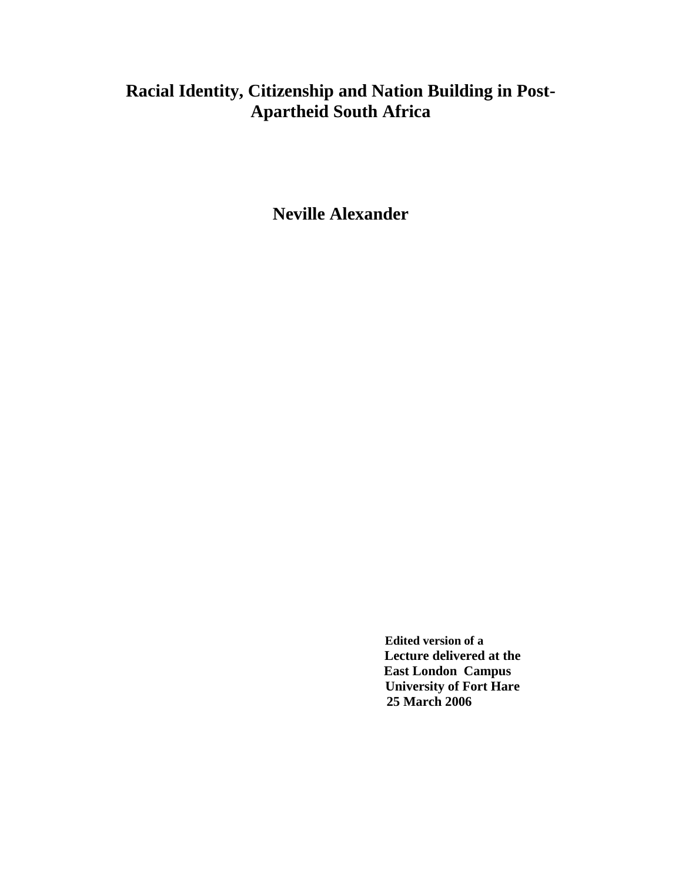# Racial Identity, Citizenship and Nation Building in Post-Apartheid South Africa

## Neville Alexander

**Edited version of a**
**Lecture delivered at the**
**East London Campus**
**University of Fort Hare**
**25 March 2006**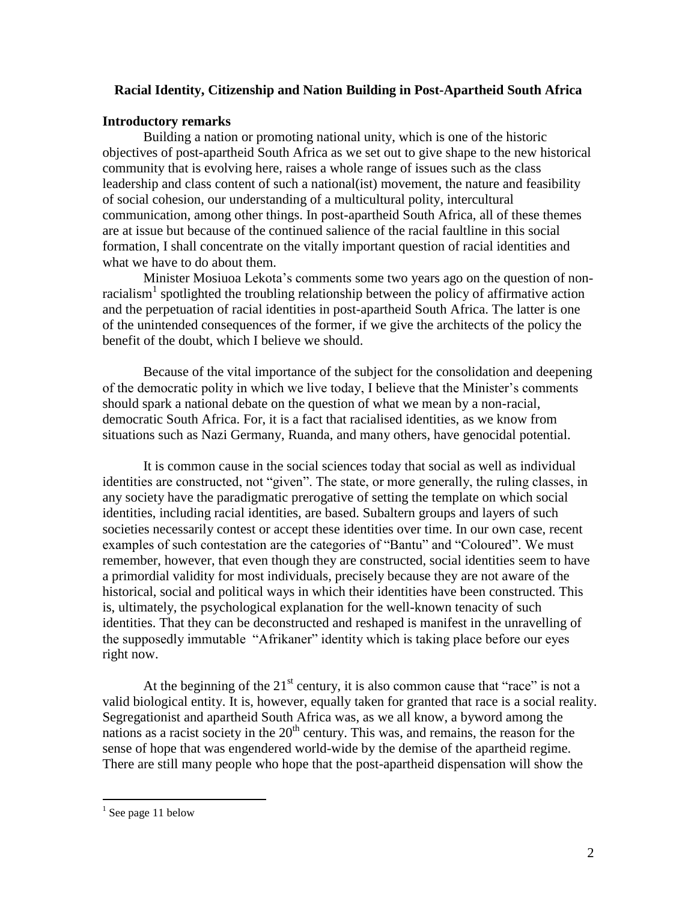## Racial Identity, Citizenship and Nation Building in Post-Apartheid South Africa

### Introductory remarks

Building a nation or promoting national unity, which is one of the historic objectives of post-apartheid South Africa as we set out to give shape to the new historical community that is evolving here, raises a whole range of issues such as the class leadership and class content of such a national(ist) movement, the nature and feasibility of social cohesion, our understanding of a multicultural polity, intercultural communication, among other things. In post-apartheid South Africa, all of these themes are at issue but because of the continued salience of the racial faultline in this social formation, I shall concentrate on the vitally important question of racial identities and what we have to do about them.

Minister Mosiuoa Lekota's comments some two years ago on the question of non-racialism[1] spotlighted the troubling relationship between the policy of affirmative action and the perpetuation of racial identities in post-apartheid South Africa. The latter is one of the unintended consequences of the former, if we give the architects of the policy the benefit of the doubt, which I believe we should.

Because of the vital importance of the subject for the consolidation and deepening of the democratic polity in which we live today, I believe that the Minister's comments should spark a national debate on the question of what we mean by a non-racial, democratic South Africa. For, it is a fact that racialised identities, as we know from situations such as Nazi Germany, Ruanda, and many others, have genocidal potential.

It is common cause in the social sciences today that social as well as individual identities are constructed, not "given". The state, or more generally, the ruling classes, in any society have the paradigmatic prerogative of setting the template on which social identities, including racial identities, are based. Subaltern groups and layers of such societies necessarily contest or accept these identities over time. In our own case, recent examples of such contestation are the categories of "Bantu" and "Coloured". We must remember, however, that even though they are constructed, social identities seem to have a primordial validity for most individuals, precisely because they are not aware of the historical, social and political ways in which their identities have been constructed. This is, ultimately, the psychological explanation for the well-known tenacity of such identities. That they can be deconstructed and reshaped is manifest in the unravelling of the supposedly immutable "Afrikaner" identity which is taking place before our eyes right now.

At the beginning of the 21st century, it is also common cause that "race" is not a valid biological entity. It is, however, equally taken for granted that race is a social reality. Segregationist and apartheid South Africa was, as we all know, a byword among the nations as a racist society in the 20th century. This was, and remains, the reason for the sense of hope that was engendered world-wide by the demise of the apartheid regime. There are still many people who hope that the post-apartheid dispensation will show the

---

[1] See page 11 below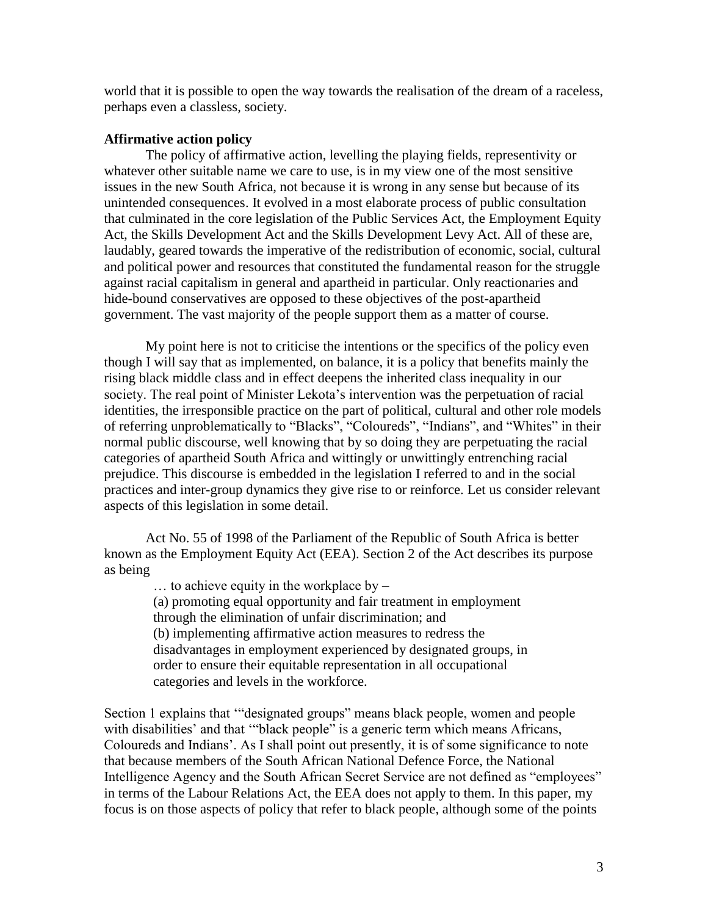world that it is possible to open the way towards the realisation of the dream of a raceless, perhaps even a classless, society.

**Affirmative action policy**

The policy of affirmative action, levelling the playing fields, representivity or whatever other suitable name we care to use, is in my view one of the most sensitive issues in the new South Africa, not because it is wrong in any sense but because of its unintended consequences. It evolved in a most elaborate process of public consultation that culminated in the core legislation of the Public Services Act, the Employment Equity Act, the Skills Development Act and the Skills Development Levy Act. All of these are, laudably, geared towards the imperative of the redistribution of economic, social, cultural and political power and resources that constituted the fundamental reason for the struggle against racial capitalism in general and apartheid in particular. Only reactionaries and hide-bound conservatives are opposed to these objectives of the post-apartheid government. The vast majority of the people support them as a matter of course.

My point here is not to criticise the intentions or the specifics of the policy even though I will say that as implemented, on balance, it is a policy that benefits mainly the rising black middle class and in effect deepens the inherited class inequality in our society. The real point of Minister Lekota's intervention was the perpetuation of racial identities, the irresponsible practice on the part of political, cultural and other role models of referring unproblematically to "Blacks", "Coloureds", "Indians", and "Whites" in their normal public discourse, well knowing that by so doing they are perpetuating the racial categories of apartheid South Africa and wittingly or unwittingly entrenching racial prejudice. This discourse is embedded in the legislation I referred to and in the social practices and inter-group dynamics they give rise to or reinforce. Let us consider relevant aspects of this legislation in some detail.

Act No. 55 of 1998 of the Parliament of the Republic of South Africa is better known as the Employment Equity Act (EEA). Section 2 of the Act describes its purpose as being

> … to achieve equity in the workplace by –
> (a) promoting equal opportunity and fair treatment in employment through the elimination of unfair discrimination; and
> (b) implementing affirmative action measures to redress the disadvantages in employment experienced by designated groups, in order to ensure their equitable representation in all occupational categories and levels in the workforce.

Section 1 explains that '"designated groups" means black people, women and people with disabilities' and that '"black people" is a generic term which means Africans, Coloureds and Indians'. As I shall point out presently, it is of some significance to note that because members of the South African National Defence Force, the National Intelligence Agency and the South African Secret Service are not defined as "employees" in terms of the Labour Relations Act, the EEA does not apply to them. In this paper, my focus is on those aspects of policy that refer to black people, although some of the points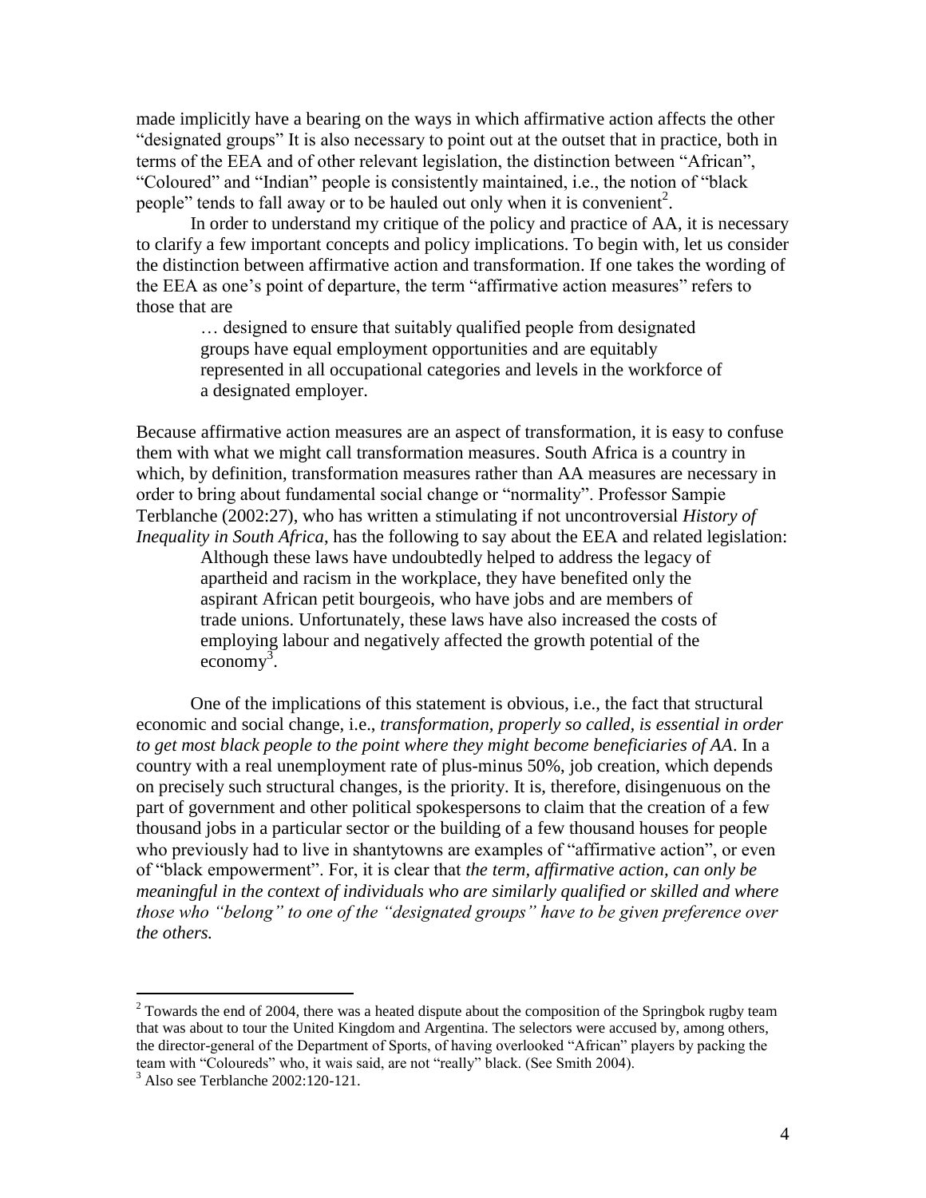made implicitly have a bearing on the ways in which affirmative action affects the other "designated groups" It is also necessary to point out at the outset that in practice, both in terms of the EEA and of other relevant legislation, the distinction between "African", "Coloured" and "Indian" people is consistently maintained, i.e., the notion of "black people" tends to fall away or to be hauled out only when it is convenient[2].

In order to understand my critique of the policy and practice of AA, it is necessary to clarify a few important concepts and policy implications. To begin with, let us consider the distinction between affirmative action and transformation. If one takes the wording of the EEA as one's point of departure, the term "affirmative action measures" refers to those that are

> … designed to ensure that suitably qualified people from designated groups have equal employment opportunities and are equitably represented in all occupational categories and levels in the workforce of a designated employer.

Because affirmative action measures are an aspect of transformation, it is easy to confuse them with what we might call transformation measures. South Africa is a country in which, by definition, transformation measures rather than AA measures are necessary in order to bring about fundamental social change or "normality". Professor Sampie Terblanche (2002:27), who has written a stimulating if not uncontroversial *History of Inequality in South Africa*, has the following to say about the EEA and related legislation:

> Although these laws have undoubtedly helped to address the legacy of apartheid and racism in the workplace, they have benefited only the aspirant African petit bourgeois, who have jobs and are members of trade unions. Unfortunately, these laws have also increased the costs of employing labour and negatively affected the growth potential of the economy[3].

One of the implications of this statement is obvious, i.e., the fact that structural economic and social change, i.e., *transformation, properly so called, is essential in order to get most black people to the point where they might become beneficiaries of AA*. In a country with a real unemployment rate of plus-minus 50%, job creation, which depends on precisely such structural changes, is the priority. It is, therefore, disingenuous on the part of government and other political spokespersons to claim that the creation of a few thousand jobs in a particular sector or the building of a few thousand houses for people who previously had to live in shantytowns are examples of "affirmative action", or even of "black empowerment". For, it is clear that *the term, affirmative action, can only be meaningful in the context of individuals who are similarly qualified or skilled and where those who "belong" to one of the "designated groups" have to be given preference over the others.*

---

[2] Towards the end of 2004, there was a heated dispute about the composition of the Springbok rugby team that was about to tour the United Kingdom and Argentina. The selectors were accused by, among others, the director-general of the Department of Sports, of having overlooked "African" players by packing the team with "Coloureds" who, it wais said, are not "really" black. (See Smith 2004).

[3] Also see Terblanche 2002:120-121.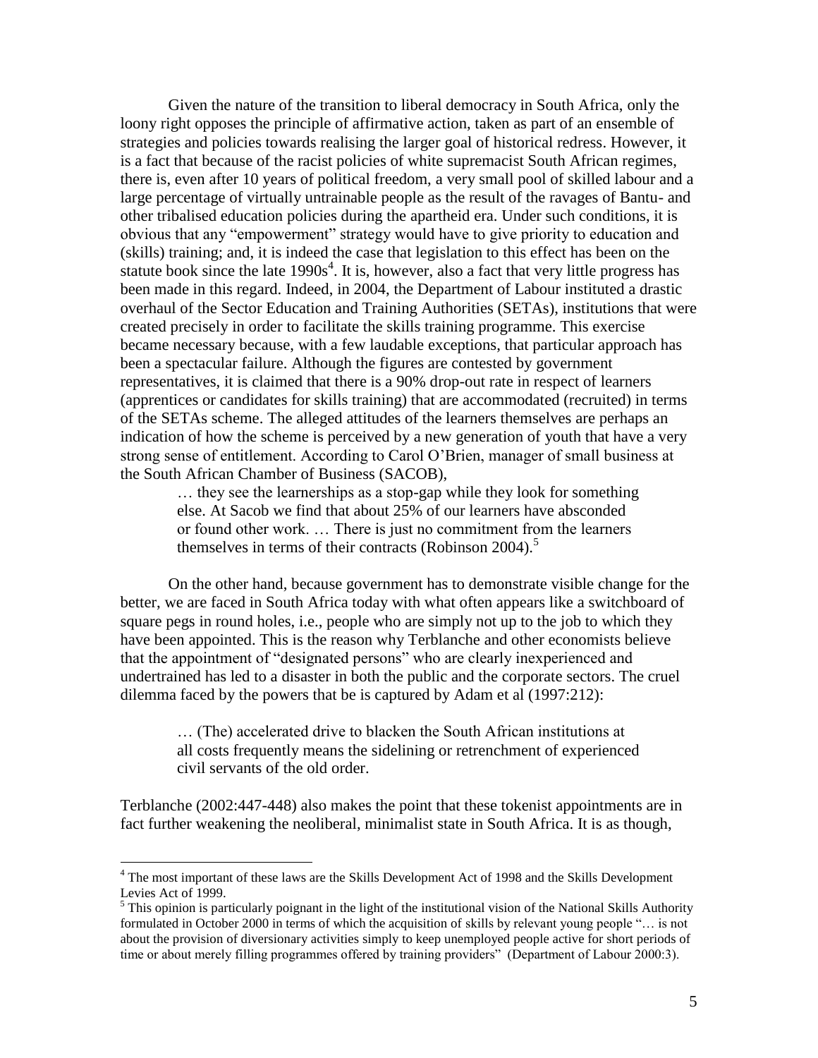Given the nature of the transition to liberal democracy in South Africa, only the loony right opposes the principle of affirmative action, taken as part of an ensemble of strategies and policies towards realising the larger goal of historical redress. However, it is a fact that because of the racist policies of white supremacist South African regimes, there is, even after 10 years of political freedom, a very small pool of skilled labour and a large percentage of virtually untrainable people as the result of the ravages of Bantu- and other tribalised education policies during the apartheid era. Under such conditions, it is obvious that any "empowerment" strategy would have to give priority to education and (skills) training; and, it is indeed the case that legislation to this effect has been on the statute book since the late 1990s[4]. It is, however, also a fact that very little progress has been made in this regard. Indeed, in 2004, the Department of Labour instituted a drastic overhaul of the Sector Education and Training Authorities (SETAs), institutions that were created precisely in order to facilitate the skills training programme. This exercise became necessary because, with a few laudable exceptions, that particular approach has been a spectacular failure. Although the figures are contested by government representatives, it is claimed that there is a 90% drop-out rate in respect of learners (apprentices or candidates for skills training) that are accommodated (recruited) in terms of the SETAs scheme. The alleged attitudes of the learners themselves are perhaps an indication of how the scheme is perceived by a new generation of youth that have a very strong sense of entitlement. According to Carol O'Brien, manager of small business at the South African Chamber of Business (SACOB),

> … they see the learnerships as a stop-gap while they look for something else. At Sacob we find that about 25% of our learners have absconded or found other work. … There is just no commitment from the learners themselves in terms of their contracts (Robinson 2004).[5]

On the other hand, because government has to demonstrate visible change for the better, we are faced in South Africa today with what often appears like a switchboard of square pegs in round holes, i.e., people who are simply not up to the job to which they have been appointed. This is the reason why Terblanche and other economists believe that the appointment of "designated persons" who are clearly inexperienced and undertrained has led to a disaster in both the public and the corporate sectors. The cruel dilemma faced by the powers that be is captured by Adam et al (1997:212):

> … (The) accelerated drive to blacken the South African institutions at all costs frequently means the sidelining or retrenchment of experienced civil servants of the old order.

Terblanche (2002:447-448) also makes the point that these tokenist appointments are in fact further weakening the neoliberal, minimalist state in South Africa. It is as though,

---

[4] The most important of these laws are the Skills Development Act of 1998 and the Skills Development Levies Act of 1999.

[5] This opinion is particularly poignant in the light of the institutional vision of the National Skills Authority formulated in October 2000 in terms of which the acquisition of skills by relevant young people "… is not about the provision of diversionary activities simply to keep unemployed people active for short periods of time or about merely filling programmes offered by training providers" (Department of Labour 2000:3).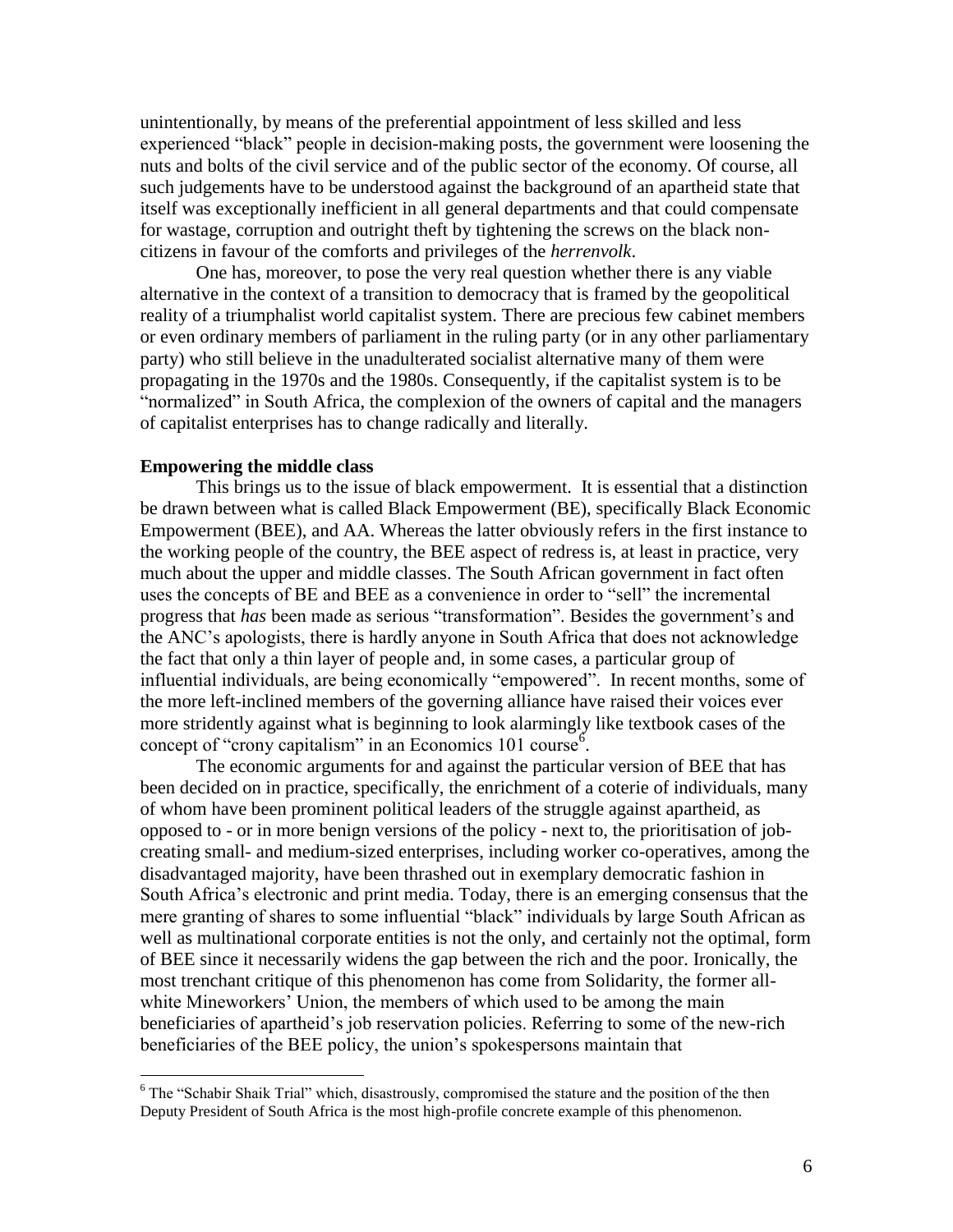unintentionally, by means of the preferential appointment of less skilled and less experienced "black" people in decision-making posts, the government were loosening the nuts and bolts of the civil service and of the public sector of the economy. Of course, all such judgements have to be understood against the background of an apartheid state that itself was exceptionally inefficient in all general departments and that could compensate for wastage, corruption and outright theft by tightening the screws on the black non-citizens in favour of the comforts and privileges of the *herrenvolk*.

One has, moreover, to pose the very real question whether there is any viable alternative in the context of a transition to democracy that is framed by the geopolitical reality of a triumphalist world capitalist system. There are precious few cabinet members or even ordinary members of parliament in the ruling party (or in any other parliamentary party) who still believe in the unadulterated socialist alternative many of them were propagating in the 1970s and the 1980s. Consequently, if the capitalist system is to be "normalized" in South Africa, the complexion of the owners of capital and the managers of capitalist enterprises has to change radically and literally.

**Empowering the middle class**

This brings us to the issue of black empowerment. It is essential that a distinction be drawn between what is called Black Empowerment (BE), specifically Black Economic Empowerment (BEE), and AA. Whereas the latter obviously refers in the first instance to the working people of the country, the BEE aspect of redress is, at least in practice, very much about the upper and middle classes. The South African government in fact often uses the concepts of BE and BEE as a convenience in order to "sell" the incremental progress that *has* been made as serious "transformation". Besides the government's and the ANC's apologists, there is hardly anyone in South Africa that does not acknowledge the fact that only a thin layer of people and, in some cases, a particular group of influential individuals, are being economically "empowered". In recent months, some of the more left-inclined members of the governing alliance have raised their voices ever more stridently against what is beginning to look alarmingly like textbook cases of the concept of "crony capitalism" in an Economics 101 course[6].

The economic arguments for and against the particular version of BEE that has been decided on in practice, specifically, the enrichment of a coterie of individuals, many of whom have been prominent political leaders of the struggle against apartheid, as opposed to - or in more benign versions of the policy - next to, the prioritisation of job-creating small- and medium-sized enterprises, including worker co-operatives, among the disadvantaged majority, have been thrashed out in exemplary democratic fashion in South Africa's electronic and print media. Today, there is an emerging consensus that the mere granting of shares to some influential "black" individuals by large South African as well as multinational corporate entities is not the only, and certainly not the optimal, form of BEE since it necessarily widens the gap between the rich and the poor. Ironically, the most trenchant critique of this phenomenon has come from Solidarity, the former all-white Mineworkers' Union, the members of which used to be among the main beneficiaries of apartheid's job reservation policies. Referring to some of the new-rich beneficiaries of the BEE policy, the union's spokespersons maintain that

---

[6] The "Schabir Shaik Trial" which, disastrously, compromised the stature and the position of the then Deputy President of South Africa is the most high-profile concrete example of this phenomenon.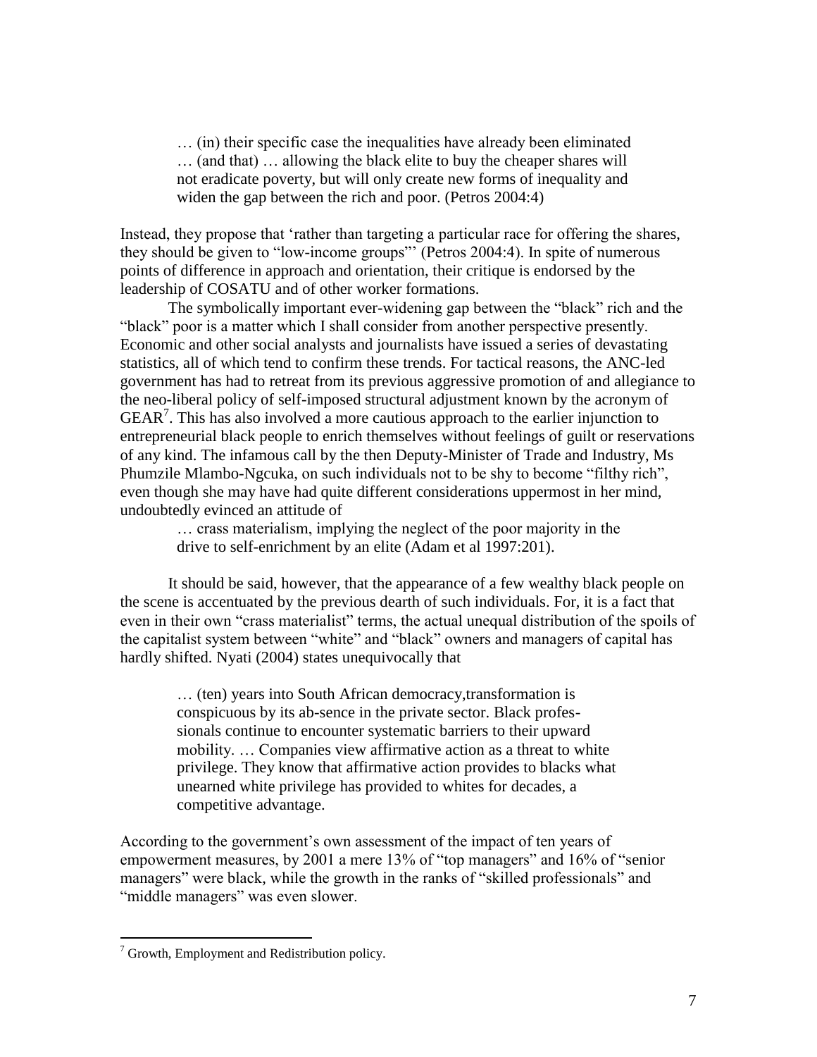> … (in) their specific case the inequalities have already been eliminated … (and that) … allowing the black elite to buy the cheaper shares will not eradicate poverty, but will only create new forms of inequality and widen the gap between the rich and poor. (Petros 2004:4)

Instead, they propose that 'rather than targeting a particular race for offering the shares, they should be given to "low-income groups"' (Petros 2004:4). In spite of numerous points of difference in approach and orientation, their critique is endorsed by the leadership of COSATU and of other worker formations.

The symbolically important ever-widening gap between the "black" rich and the "black" poor is a matter which I shall consider from another perspective presently. Economic and other social analysts and journalists have issued a series of devastating statistics, all of which tend to confirm these trends. For tactical reasons, the ANC-led government has had to retreat from its previous aggressive promotion of and allegiance to the neo-liberal policy of self-imposed structural adjustment known by the acronym of GEAR[7]. This has also involved a more cautious approach to the earlier injunction to entrepreneurial black people to enrich themselves without feelings of guilt or reservations of any kind. The infamous call by the then Deputy-Minister of Trade and Industry, Ms Phumzile Mlambo-Ngcuka, on such individuals not to be shy to become "filthy rich", even though she may have had quite different considerations uppermost in her mind, undoubtedly evinced an attitude of

> … crass materialism, implying the neglect of the poor majority in the drive to self-enrichment by an elite (Adam et al 1997:201).

It should be said, however, that the appearance of a few wealthy black people on the scene is accentuated by the previous dearth of such individuals. For, it is a fact that even in their own "crass materialist" terms, the actual unequal distribution of the spoils of the capitalist system between "white" and "black" owners and managers of capital has hardly shifted. Nyati (2004) states unequivocally that

> … (ten) years into South African democracy,transformation is conspicuous by its ab-sence in the private sector. Black profes-sionals continue to encounter systematic barriers to their upward mobility. … Companies view affirmative action as a threat to white privilege. They know that affirmative action provides to blacks what unearned white privilege has provided to whites for decades, a competitive advantage.

According to the government's own assessment of the impact of ten years of empowerment measures, by 2001 a mere 13% of "top managers" and 16% of "senior managers" were black, while the growth in the ranks of "skilled professionals" and "middle managers" was even slower.

---

[7] Growth, Employment and Redistribution policy.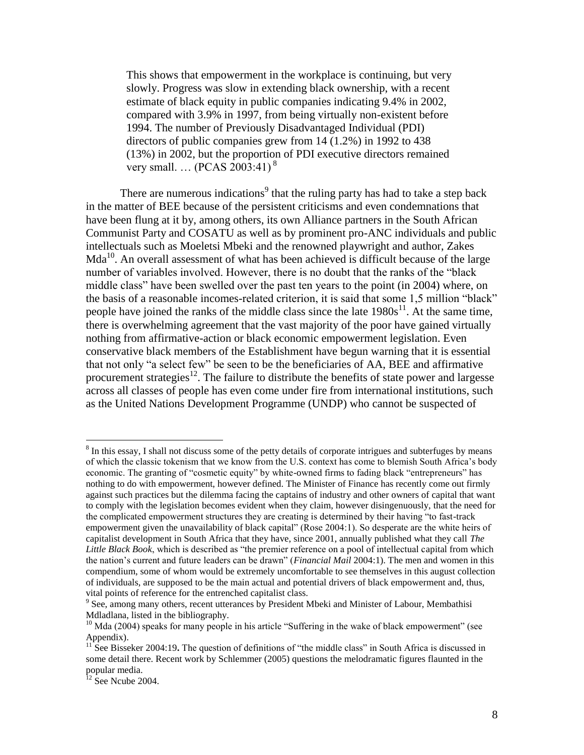> This shows that empowerment in the workplace is continuing, but very slowly. Progress was slow in extending black ownership, with a recent estimate of black equity in public companies indicating 9.4% in 2002, compared with 3.9% in 1997, from being virtually non-existent before 1994. The number of Previously Disadvantaged Individual (PDI) directors of public companies grew from 14 (1.2%) in 1992 to 438 (13%) in 2002, but the proportion of PDI executive directors remained very small. … (PCAS 2003:41) [8]

There are numerous indications[9] that the ruling party has had to take a step back in the matter of BEE because of the persistent criticisms and even condemnations that have been flung at it by, among others, its own Alliance partners in the South African Communist Party and COSATU as well as by prominent pro-ANC individuals and public intellectuals such as Moeletsi Mbeki and the renowned playwright and author, Zakes Mda[10]. An overall assessment of what has been achieved is difficult because of the large number of variables involved. However, there is no doubt that the ranks of the "black middle class" have been swelled over the past ten years to the point (in 2004) where, on the basis of a reasonable incomes-related criterion, it is said that some 1,5 million "black" people have joined the ranks of the middle class since the late 1980s[11]. At the same time, there is overwhelming agreement that the vast majority of the poor have gained virtually nothing from affirmative-action or black economic empowerment legislation. Even conservative black members of the Establishment have begun warning that it is essential that not only "a select few" be seen to be the beneficiaries of AA, BEE and affirmative procurement strategies[12]. The failure to distribute the benefits of state power and largesse across all classes of people has even come under fire from international institutions, such as the United Nations Development Programme (UNDP) who cannot be suspected of

---

[8] In this essay, I shall not discuss some of the petty details of corporate intrigues and subterfuges by means of which the classic tokenism that we know from the U.S. context has come to blemish South Africa's body economic. The granting of "cosmetic equity" by white-owned firms to fading black "entrepreneurs" has nothing to do with empowerment, however defined. The Minister of Finance has recently come out firmly against such practices but the dilemma facing the captains of industry and other owners of capital that want to comply with the legislation becomes evident when they claim, however disingenuously, that the need for the complicated empowerment structures they are creating is determined by their having "to fast-track empowerment given the unavailability of black capital" (Rose 2004:1). So desperate are the white heirs of capitalist development in South Africa that they have, since 2001, annually published what they call *The Little Black Book*, which is described as "the premier reference on a pool of intellectual capital from which the nation's current and future leaders can be drawn" (*Financial Mail* 2004:1). The men and women in this compendium, some of whom would be extremely uncomfortable to see themselves in this august collection of individuals, are supposed to be the main actual and potential drivers of black empowerment and, thus, vital points of reference for the entrenched capitalist class.

[9] See, among many others, recent utterances by President Mbeki and Minister of Labour, Membathisi Mdladlana, listed in the bibliography.

[10] Mda (2004) speaks for many people in his article "Suffering in the wake of black empowerment" (see Appendix).

[11] See Bisseker 2004:19**.** The question of definitions of "the middle class" in South Africa is discussed in some detail there. Recent work by Schlemmer (2005) questions the melodramatic figures flaunted in the popular media.

[12] See Ncube 2004.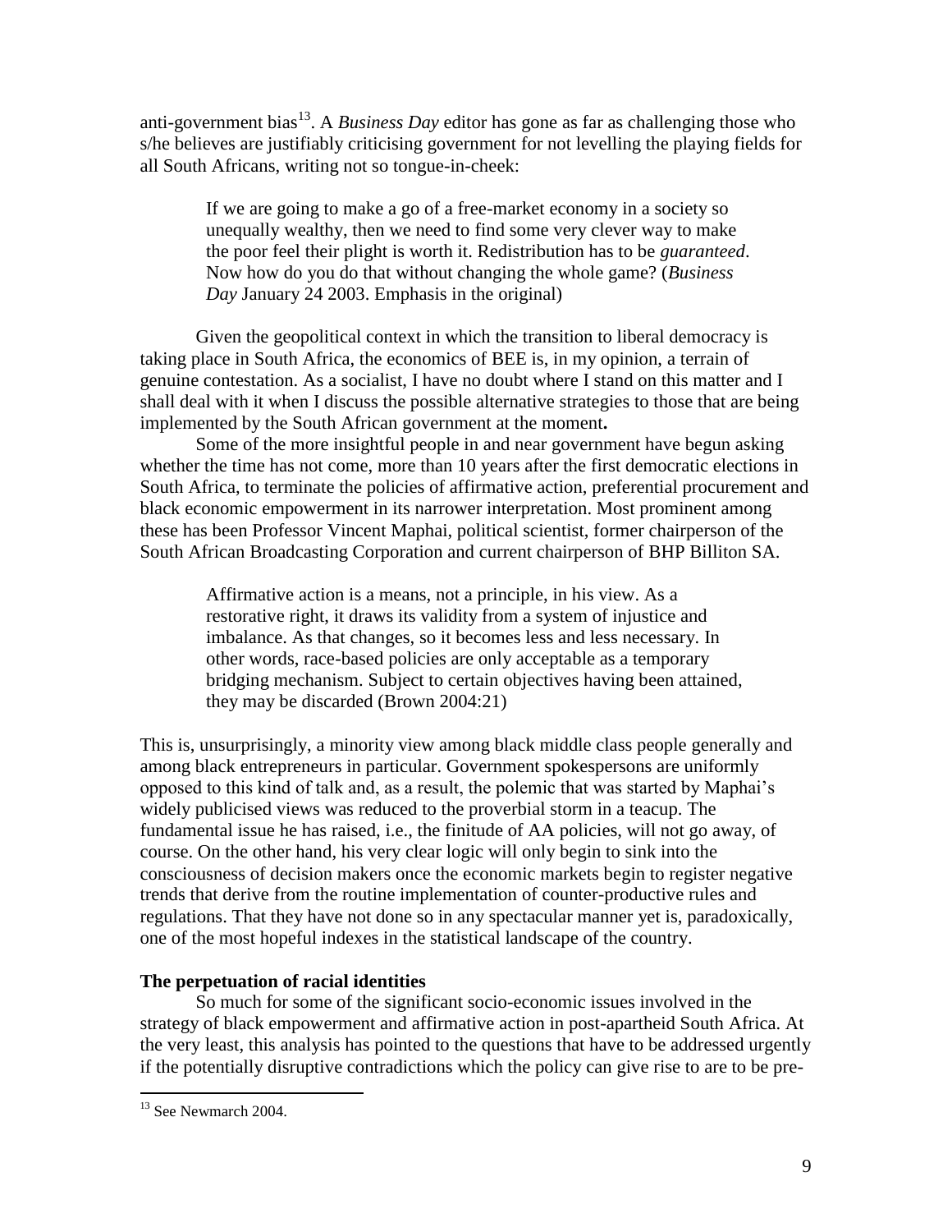anti-government bias[13]. A *Business Day* editor has gone as far as challenging those who s/he believes are justifiably criticising government for not levelling the playing fields for all South Africans, writing not so tongue-in-cheek:

> If we are going to make a go of a free-market economy in a society so unequally wealthy, then we need to find some very clever way to make the poor feel their plight is worth it. Redistribution has to be *guaranteed*. Now how do you do that without changing the whole game? (*Business Day* January 24 2003. Emphasis in the original)

Given the geopolitical context in which the transition to liberal democracy is taking place in South Africa, the economics of BEE is, in my opinion, a terrain of genuine contestation. As a socialist, I have no doubt where I stand on this matter and I shall deal with it when I discuss the possible alternative strategies to those that are being implemented by the South African government at the moment**.**

Some of the more insightful people in and near government have begun asking whether the time has not come, more than 10 years after the first democratic elections in South Africa, to terminate the policies of affirmative action, preferential procurement and black economic empowerment in its narrower interpretation. Most prominent among these has been Professor Vincent Maphai, political scientist, former chairperson of the South African Broadcasting Corporation and current chairperson of BHP Billiton SA.

> Affirmative action is a means, not a principle, in his view. As a restorative right, it draws its validity from a system of injustice and imbalance. As that changes, so it becomes less and less necessary. In other words, race-based policies are only acceptable as a temporary bridging mechanism. Subject to certain objectives having been attained, they may be discarded (Brown 2004:21)

This is, unsurprisingly, a minority view among black middle class people generally and among black entrepreneurs in particular. Government spokespersons are uniformly opposed to this kind of talk and, as a result, the polemic that was started by Maphai's widely publicised views was reduced to the proverbial storm in a teacup. The fundamental issue he has raised, i.e., the finitude of AA policies, will not go away, of course. On the other hand, his very clear logic will only begin to sink into the consciousness of decision makers once the economic markets begin to register negative trends that derive from the routine implementation of counter-productive rules and regulations. That they have not done so in any spectacular manner yet is, paradoxically, one of the most hopeful indexes in the statistical landscape of the country.

**The perpetuation of racial identities**

So much for some of the significant socio-economic issues involved in the strategy of black empowerment and affirmative action in post-apartheid South Africa. At the very least, this analysis has pointed to the questions that have to be addressed urgently if the potentially disruptive contradictions which the policy can give rise to are to be pre-

---

[13] See Newmarch 2004.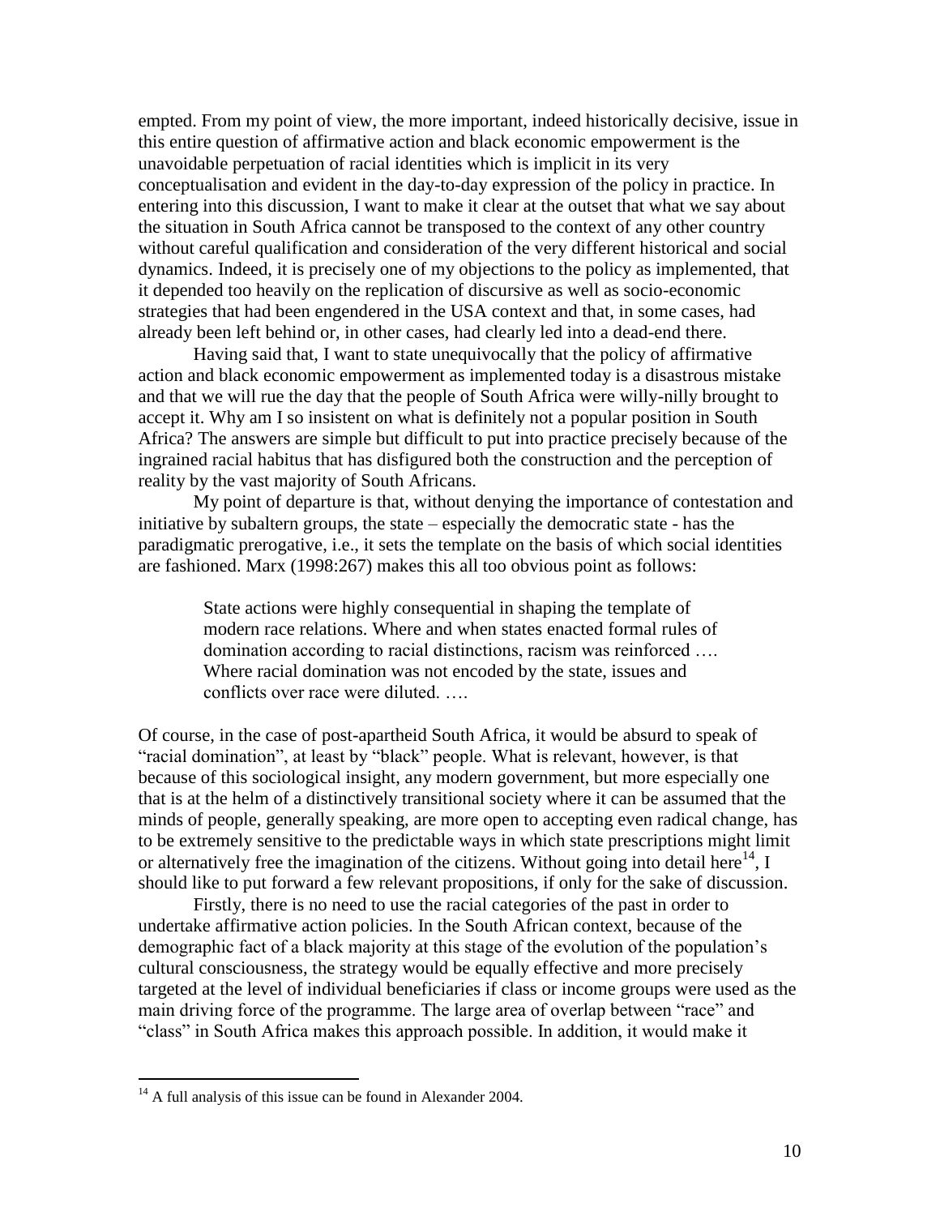empted. From my point of view, the more important, indeed historically decisive, issue in this entire question of affirmative action and black economic empowerment is the unavoidable perpetuation of racial identities which is implicit in its very conceptualisation and evident in the day-to-day expression of the policy in practice. In entering into this discussion, I want to make it clear at the outset that what we say about the situation in South Africa cannot be transposed to the context of any other country without careful qualification and consideration of the very different historical and social dynamics. Indeed, it is precisely one of my objections to the policy as implemented, that it depended too heavily on the replication of discursive as well as socio-economic strategies that had been engendered in the USA context and that, in some cases, had already been left behind or, in other cases, had clearly led into a dead-end there.

Having said that, I want to state unequivocally that the policy of affirmative action and black economic empowerment as implemented today is a disastrous mistake and that we will rue the day that the people of South Africa were willy-nilly brought to accept it. Why am I so insistent on what is definitely not a popular position in South Africa? The answers are simple but difficult to put into practice precisely because of the ingrained racial habitus that has disfigured both the construction and the perception of reality by the vast majority of South Africans.

My point of departure is that, without denying the importance of contestation and initiative by subaltern groups, the state – especially the democratic state - has the paradigmatic prerogative, i.e., it sets the template on the basis of which social identities are fashioned. Marx (1998:267) makes this all too obvious point as follows:

> State actions were highly consequential in shaping the template of modern race relations. Where and when states enacted formal rules of domination according to racial distinctions, racism was reinforced …. Where racial domination was not encoded by the state, issues and conflicts over race were diluted. ….

Of course, in the case of post-apartheid South Africa, it would be absurd to speak of "racial domination", at least by "black" people. What is relevant, however, is that because of this sociological insight, any modern government, but more especially one that is at the helm of a distinctively transitional society where it can be assumed that the minds of people, generally speaking, are more open to accepting even radical change, has to be extremely sensitive to the predictable ways in which state prescriptions might limit or alternatively free the imagination of the citizens. Without going into detail here[14], I should like to put forward a few relevant propositions, if only for the sake of discussion.

Firstly, there is no need to use the racial categories of the past in order to undertake affirmative action policies. In the South African context, because of the demographic fact of a black majority at this stage of the evolution of the population's cultural consciousness, the strategy would be equally effective and more precisely targeted at the level of individual beneficiaries if class or income groups were used as the main driving force of the programme. The large area of overlap between "race" and "class" in South Africa makes this approach possible. In addition, it would make it

[14] A full analysis of this issue can be found in Alexander 2004.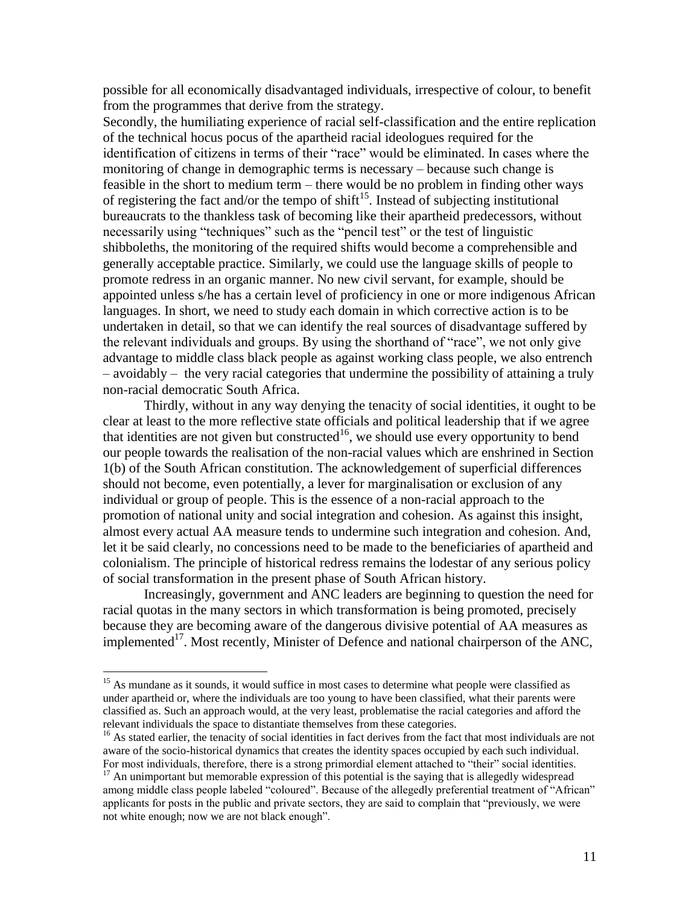possible for all economically disadvantaged individuals, irrespective of colour, to benefit from the programmes that derive from the strategy.

Secondly, the humiliating experience of racial self-classification and the entire replication of the technical hocus pocus of the apartheid racial ideologues required for the identification of citizens in terms of their "race" would be eliminated. In cases where the monitoring of change in demographic terms is necessary – because such change is feasible in the short to medium term – there would be no problem in finding other ways of registering the fact and/or the tempo of shift[15]. Instead of subjecting institutional bureaucrats to the thankless task of becoming like their apartheid predecessors, without necessarily using "techniques" such as the "pencil test" or the test of linguistic shibboleths, the monitoring of the required shifts would become a comprehensible and generally acceptable practice. Similarly, we could use the language skills of people to promote redress in an organic manner. No new civil servant, for example, should be appointed unless s/he has a certain level of proficiency in one or more indigenous African languages. In short, we need to study each domain in which corrective action is to be undertaken in detail, so that we can identify the real sources of disadvantage suffered by the relevant individuals and groups. By using the shorthand of "race", we not only give advantage to middle class black people as against working class people, we also entrench – avoidably – the very racial categories that undermine the possibility of attaining a truly non-racial democratic South Africa.

Thirdly, without in any way denying the tenacity of social identities, it ought to be clear at least to the more reflective state officials and political leadership that if we agree that identities are not given but constructed[16], we should use every opportunity to bend our people towards the realisation of the non-racial values which are enshrined in Section 1(b) of the South African constitution. The acknowledgement of superficial differences should not become, even potentially, a lever for marginalisation or exclusion of any individual or group of people. This is the essence of a non-racial approach to the promotion of national unity and social integration and cohesion. As against this insight, almost every actual AA measure tends to undermine such integration and cohesion. And, let it be said clearly, no concessions need to be made to the beneficiaries of apartheid and colonialism. The principle of historical redress remains the lodestar of any serious policy of social transformation in the present phase of South African history.

Increasingly, government and ANC leaders are beginning to question the need for racial quotas in the many sectors in which transformation is being promoted, precisely because they are becoming aware of the dangerous divisive potential of AA measures as implemented[17]. Most recently, Minister of Defence and national chairperson of the ANC,

---

[15] As mundane as it sounds, it would suffice in most cases to determine what people were classified as under apartheid or, where the individuals are too young to have been classified, what their parents were classified as. Such an approach would, at the very least, problematise the racial categories and afford the relevant individuals the space to distantiate themselves from these categories.

[16] As stated earlier, the tenacity of social identities in fact derives from the fact that most individuals are not aware of the socio-historical dynamics that creates the identity spaces occupied by each such individual. For most individuals, therefore, there is a strong primordial element attached to "their" social identities.

[17] An unimportant but memorable expression of this potential is the saying that is allegedly widespread among middle class people labeled "coloured". Because of the allegedly preferential treatment of "African" applicants for posts in the public and private sectors, they are said to complain that "previously, we were not white enough; now we are not black enough".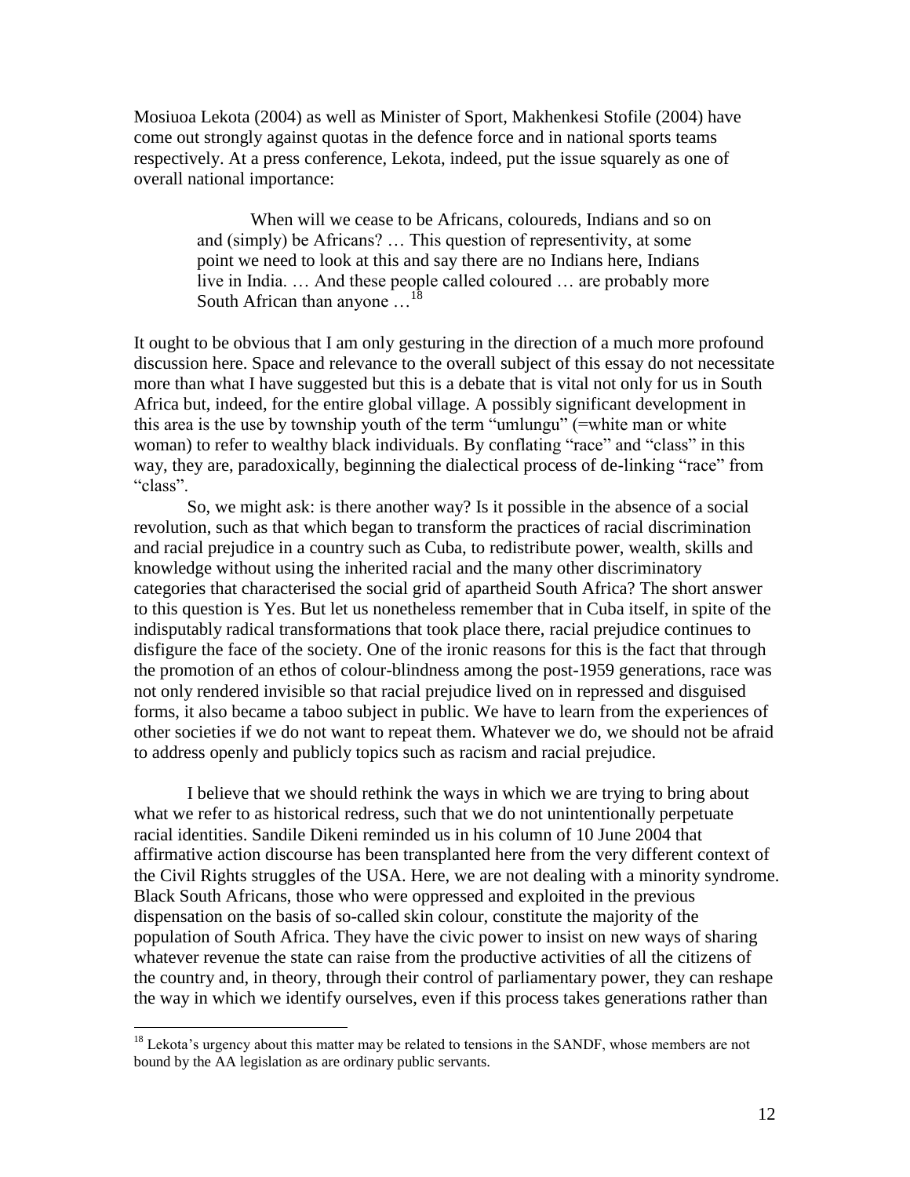Mosiuoa Lekota (2004) as well as Minister of Sport, Makhenkesi Stofile (2004) have come out strongly against quotas in the defence force and in national sports teams respectively. At a press conference, Lekota, indeed, put the issue squarely as one of overall national importance:

> When will we cease to be Africans, coloureds, Indians and so on and (simply) be Africans? … This question of representivity, at some point we need to look at this and say there are no Indians here, Indians live in India. … And these people called coloured … are probably more South African than anyone …[18]

It ought to be obvious that I am only gesturing in the direction of a much more profound discussion here. Space and relevance to the overall subject of this essay do not necessitate more than what I have suggested but this is a debate that is vital not only for us in South Africa but, indeed, for the entire global village. A possibly significant development in this area is the use by township youth of the term "umlungu" (=white man or white woman) to refer to wealthy black individuals. By conflating "race" and "class" in this way, they are, paradoxically, beginning the dialectical process of de-linking "race" from "class".

So, we might ask: is there another way? Is it possible in the absence of a social revolution, such as that which began to transform the practices of racial discrimination and racial prejudice in a country such as Cuba, to redistribute power, wealth, skills and knowledge without using the inherited racial and the many other discriminatory categories that characterised the social grid of apartheid South Africa? The short answer to this question is Yes. But let us nonetheless remember that in Cuba itself, in spite of the indisputably radical transformations that took place there, racial prejudice continues to disfigure the face of the society. One of the ironic reasons for this is the fact that through the promotion of an ethos of colour-blindness among the post-1959 generations, race was not only rendered invisible so that racial prejudice lived on in repressed and disguised forms, it also became a taboo subject in public. We have to learn from the experiences of other societies if we do not want to repeat them. Whatever we do, we should not be afraid to address openly and publicly topics such as racism and racial prejudice.

I believe that we should rethink the ways in which we are trying to bring about what we refer to as historical redress, such that we do not unintentionally perpetuate racial identities. Sandile Dikeni reminded us in his column of 10 June 2004 that affirmative action discourse has been transplanted here from the very different context of the Civil Rights struggles of the USA. Here, we are not dealing with a minority syndrome. Black South Africans, those who were oppressed and exploited in the previous dispensation on the basis of so-called skin colour, constitute the majority of the population of South Africa. They have the civic power to insist on new ways of sharing whatever revenue the state can raise from the productive activities of all the citizens of the country and, in theory, through their control of parliamentary power, they can reshape the way in which we identify ourselves, even if this process takes generations rather than

---

[18] Lekota's urgency about this matter may be related to tensions in the SANDF, whose members are not bound by the AA legislation as are ordinary public servants.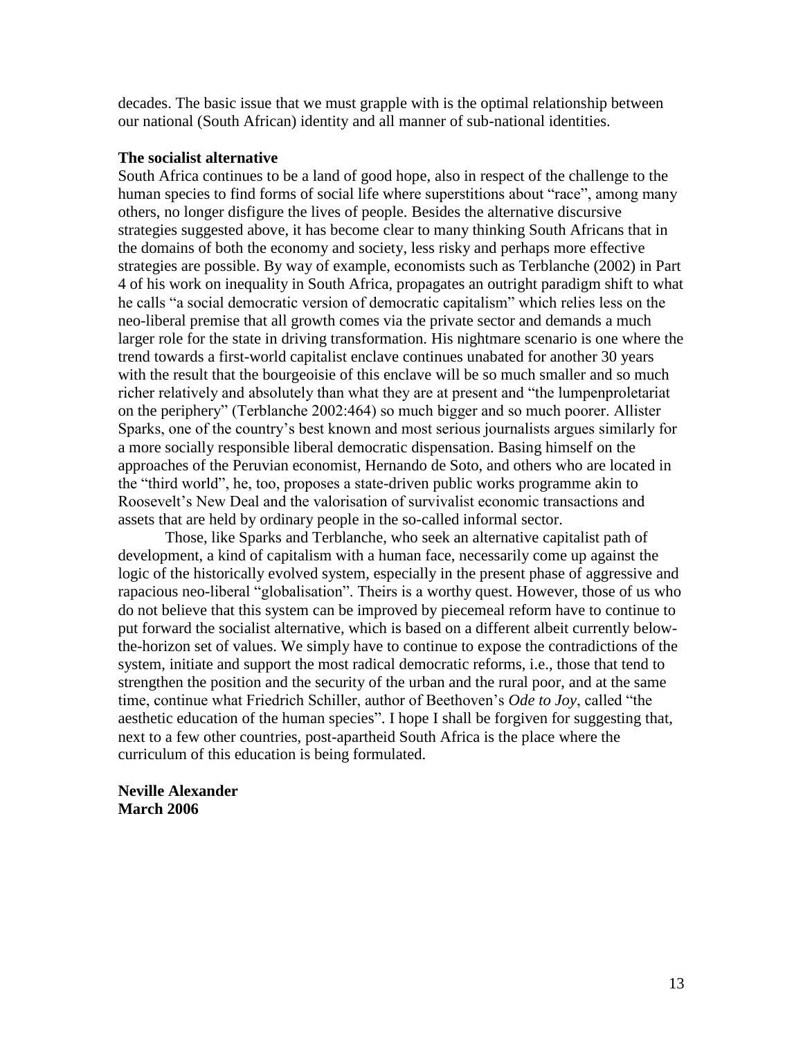decades. The basic issue that we must grapple with is the optimal relationship between our national (South African) identity and all manner of sub-national identities.

**The socialist alternative**

South Africa continues to be a land of good hope, also in respect of the challenge to the human species to find forms of social life where superstitions about "race", among many others, no longer disfigure the lives of people. Besides the alternative discursive strategies suggested above, it has become clear to many thinking South Africans that in the domains of both the economy and society, less risky and perhaps more effective strategies are possible. By way of example, economists such as Terblanche (2002) in Part 4 of his work on inequality in South Africa, propagates an outright paradigm shift to what he calls "a social democratic version of democratic capitalism" which relies less on the neo-liberal premise that all growth comes via the private sector and demands a much larger role for the state in driving transformation. His nightmare scenario is one where the trend towards a first-world capitalist enclave continues unabated for another 30 years with the result that the bourgeoisie of this enclave will be so much smaller and so much richer relatively and absolutely than what they are at present and "the lumpenproletariat on the periphery" (Terblanche 2002:464) so much bigger and so much poorer. Allister Sparks, one of the country's best known and most serious journalists argues similarly for a more socially responsible liberal democratic dispensation. Basing himself on the approaches of the Peruvian economist, Hernando de Soto, and others who are located in the "third world", he, too, proposes a state-driven public works programme akin to Roosevelt's New Deal and the valorisation of survivalist economic transactions and assets that are held by ordinary people in the so-called informal sector.

Those, like Sparks and Terblanche, who seek an alternative capitalist path of development, a kind of capitalism with a human face, necessarily come up against the logic of the historically evolved system, especially in the present phase of aggressive and rapacious neo-liberal "globalisation". Theirs is a worthy quest. However, those of us who do not believe that this system can be improved by piecemeal reform have to continue to put forward the socialist alternative, which is based on a different albeit currently below-the-horizon set of values. We simply have to continue to expose the contradictions of the system, initiate and support the most radical democratic reforms, i.e., those that tend to strengthen the position and the security of the urban and the rural poor, and at the same time, continue what Friedrich Schiller, author of Beethoven's *Ode to Joy*, called "the aesthetic education of the human species". I hope I shall be forgiven for suggesting that, next to a few other countries, post-apartheid South Africa is the place where the curriculum of this education is being formulated.

**Neville Alexander**
**March 2006**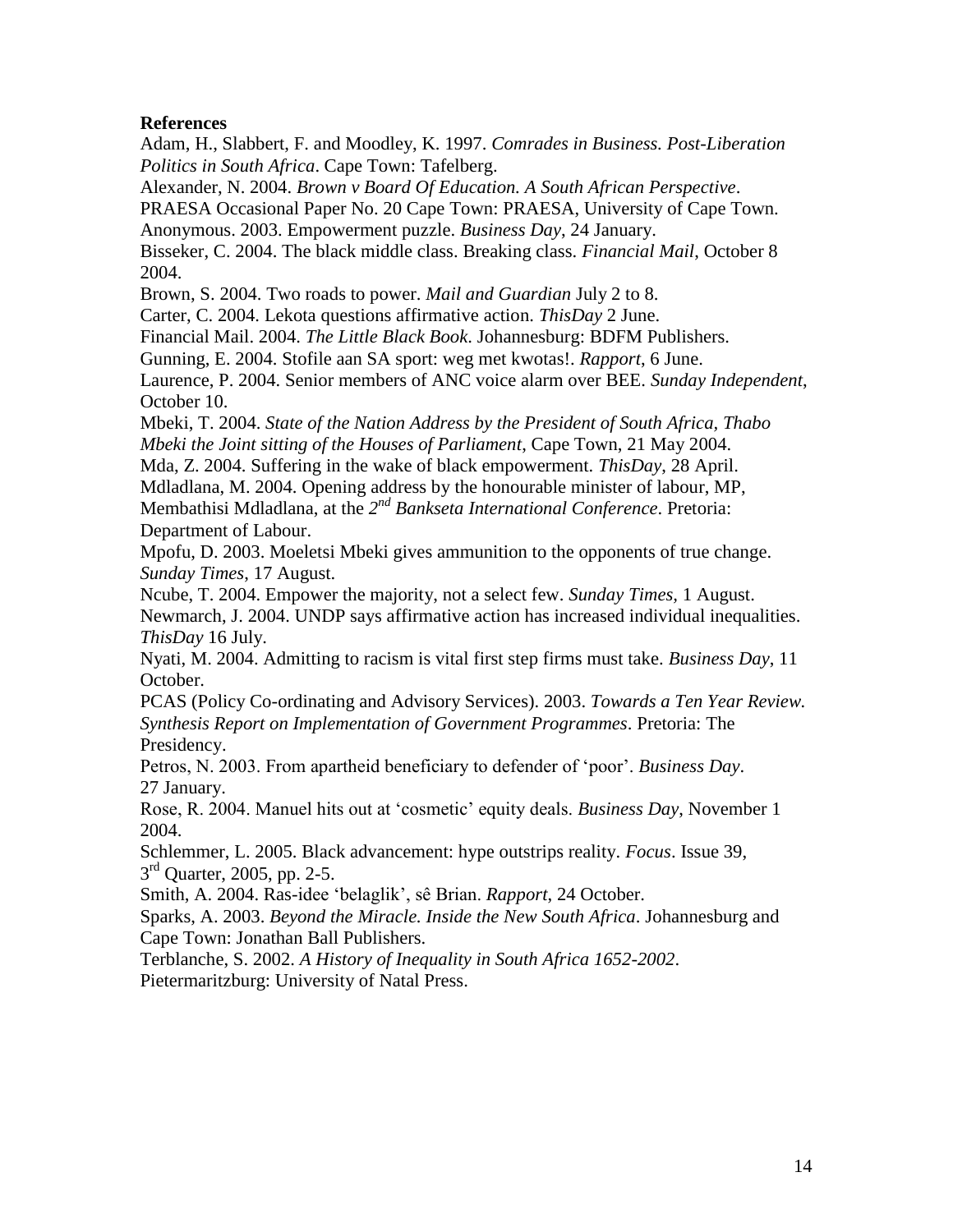**References**

Adam, H., Slabbert, F. and Moodley, K. 1997. *Comrades in Business. Post-Liberation Politics in South Africa*. Cape Town: Tafelberg.

Alexander, N. 2004. *Brown v Board Of Education. A South African Perspective*. PRAESA Occasional Paper No. 20 Cape Town: PRAESA, University of Cape Town.

Anonymous. 2003. Empowerment puzzle. *Business Day*, 24 January.

Bisseker, C. 2004. The black middle class. Breaking class. *Financial Mail*, October 8 2004.

Brown, S. 2004. Two roads to power. *Mail and Guardian* July 2 to 8.

Carter, C. 2004. Lekota questions affirmative action. *ThisDay* 2 June.

Financial Mail. 2004. *The Little Black Book*. Johannesburg: BDFM Publishers.

Gunning, E. 2004. Stofile aan SA sport: weg met kwotas!. *Rapport*, 6 June.

Laurence, P. 2004. Senior members of ANC voice alarm over BEE. *Sunday Independent*, October 10.

Mbeki, T. 2004. *State of the Nation Address by the President of South Africa, Thabo Mbeki the Joint sitting of the Houses of Parliament*, Cape Town, 21 May 2004.

Mda, Z. 2004. Suffering in the wake of black empowerment. *ThisDay*, 28 April.

Mdladlana, M. 2004. Opening address by the honourable minister of labour, MP, Membathisi Mdladlana, at the *2nd Bankseta International Conference*. Pretoria: Department of Labour.

Mpofu, D. 2003. Moeletsi Mbeki gives ammunition to the opponents of true change. *Sunday Times*, 17 August.

Ncube, T. 2004. Empower the majority, not a select few. *Sunday Times*, 1 August.

Newmarch, J. 2004. UNDP says affirmative action has increased individual inequalities. *ThisDay* 16 July.

Nyati, M. 2004. Admitting to racism is vital first step firms must take. *Business Day*, 11 October.

PCAS (Policy Co-ordinating and Advisory Services). 2003. *Towards a Ten Year Review. Synthesis Report on Implementation of Government Programmes*. Pretoria: The Presidency.

Petros, N. 2003. From apartheid beneficiary to defender of 'poor'. *Business Day*. 27 January.

Rose, R. 2004. Manuel hits out at 'cosmetic' equity deals. *Business Day*, November 1 2004.

Schlemmer, L. 2005. Black advancement: hype outstrips reality. *Focus*. Issue 39, 3rd Quarter, 2005, pp. 2-5.

Smith, A. 2004. Ras-idee 'belaglik', sê Brian. *Rapport*, 24 October.

Sparks, A. 2003. *Beyond the Miracle. Inside the New South Africa*. Johannesburg and Cape Town: Jonathan Ball Publishers.

Terblanche, S. 2002. *A History of Inequality in South Africa 1652-2002*. Pietermaritzburg: University of Natal Press.